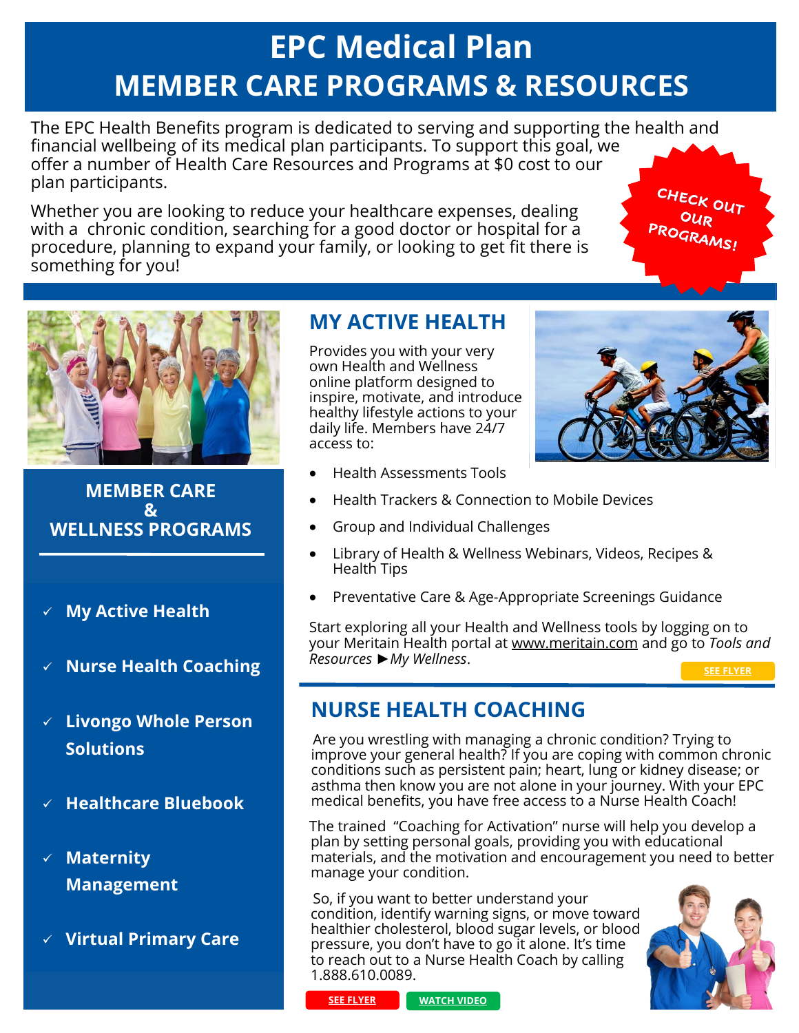# EPC Medical Plan
# MEMBER CARE PROGRAMS & RESOURCES

The EPC Health Benefits program is dedicated to serving and supporting the health and financial wellbeing of its medical plan participants. To support this goal, we offer a number of Health Care Resources and Programs at $0 cost to our plan participants.

Whether you are looking to reduce your healthcare expenses, dealing with a chronic condition, searching for a good doctor or hospital for a procedure, planning to expand your family, or looking to get fit there is something for you!

CHECK OUT OUR PROGRAMS!

## MEMBER CARE & WELLNESS PROGRAMS

- ✓ My Active Health
- ✓ Nurse Health Coaching
- ✓ Livongo Whole Person Solutions
- ✓ Healthcare Bluebook
- ✓ Maternity Management
- ✓ Virtual Primary Care

## MY ACTIVE HEALTH

Provides you with your very own Health and Wellness online platform designed to inspire, motivate, and introduce healthy lifestyle actions to your daily life. Members have 24/7 access to:

- Health Assessments Tools
- Health Trackers & Connection to Mobile Devices
- Group and Individual Challenges
- Library of Health & Wellness Webinars, Videos, Recipes & Health Tips
- Preventative Care & Age-Appropriate Screenings Guidance

Start exploring all your Health and Wellness tools by logging on to your Meritain Health portal at www.meritain.com and go to *Tools and Resources* ►*My Wellness*.

SEE FLYER

## NURSE HEALTH COACHING

Are you wrestling with managing a chronic condition? Trying to improve your general health? If you are coping with common chronic conditions such as persistent pain; heart, lung or kidney disease; or asthma then know you are not alone in your journey. With your EPC medical benefits, you have free access to a Nurse Health Coach!

The trained "Coaching for Activation" nurse will help you develop a plan by setting personal goals, providing you with educational materials, and the motivation and encouragement you need to better manage your condition.

So, if you want to better understand your condition, identify warning signs, or move toward healthier cholesterol, blood sugar levels, or blood pressure, you don't have to go it alone. It's time to reach out to a Nurse Health Coach by calling 1.888.610.0089.

SEE FLYER    WATCH VIDEO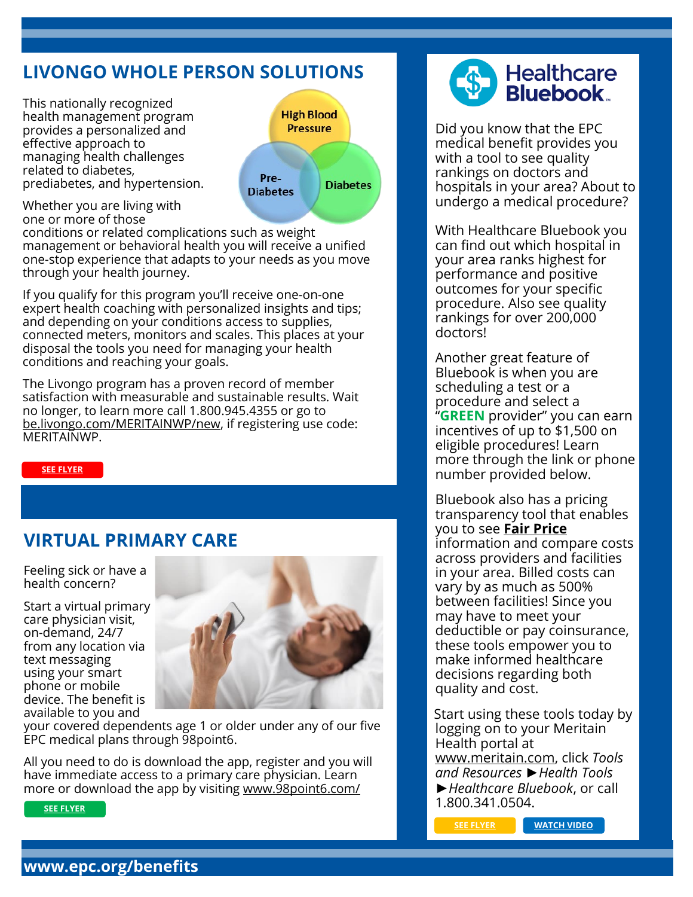## LIVONGO WHOLE PERSON SOLUTIONS

This nationally recognized health management program provides a personalized and effective approach to managing health challenges related to diabetes, prediabetes, and hypertension.

Whether you are living with one or more of those conditions or related complications such as weight management or behavioral health you will receive a unified one-stop experience that adapts to your needs as you move through your health journey.

If you qualify for this program you'll receive one-on-one expert health coaching with personalized insights and tips; and depending on your conditions access to supplies, connected meters, monitors and scales. This places at your disposal the tools you need for managing your health conditions and reaching your goals.

The Livongo program has a proven record of member satisfaction with measurable and sustainable results. Wait no longer, to learn more call 1.800.945.4355 or go to be.livongo.com/MERITAINWP/new, if registering use code: MERITAINWP.

SEE FLYER

## VIRTUAL PRIMARY CARE

Feeling sick or have a health concern?

Start a virtual primary care physician visit, on-demand, 24/7 from any location via text messaging using your smart phone or mobile device. The benefit is available to you and your covered dependents age 1 or older under any of our five EPC medical plans through 98point6.

All you need to do is download the app, register and you will have immediate access to a primary care physician. Learn more or download the app by visiting www.98point6.com/

SEE FLYER

## Healthcare Bluebook

Did you know that the EPC medical benefit provides you with a tool to see quality rankings on doctors and hospitals in your area? About to undergo a medical procedure?

With Healthcare Bluebook you can find out which hospital in your area ranks highest for performance and positive outcomes for your specific procedure. Also see quality rankings for over 200,000 doctors!

Another great feature of Bluebook is when you are scheduling a test or a procedure and select a "**GREEN** provider" you can earn incentives of up to $1,500 on eligible procedures! Learn more through the link or phone number provided below.

Bluebook also has a pricing transparency tool that enables you to see **Fair Price** information and compare costs across providers and facilities in your area. Billed costs can vary by as much as 500% between facilities! Since you may have to meet your deductible or pay coinsurance, these tools empower you to make informed healthcare decisions regarding both quality and cost.

Start using these tools today by logging on to your Meritain Health portal at www.meritain.com, click *Tools and Resources* ►*Health Tools* ►*Healthcare Bluebook*, or call 1.800.341.0504.

SEE FLYER | WATCH VIDEO

**www.epc.org/benefits**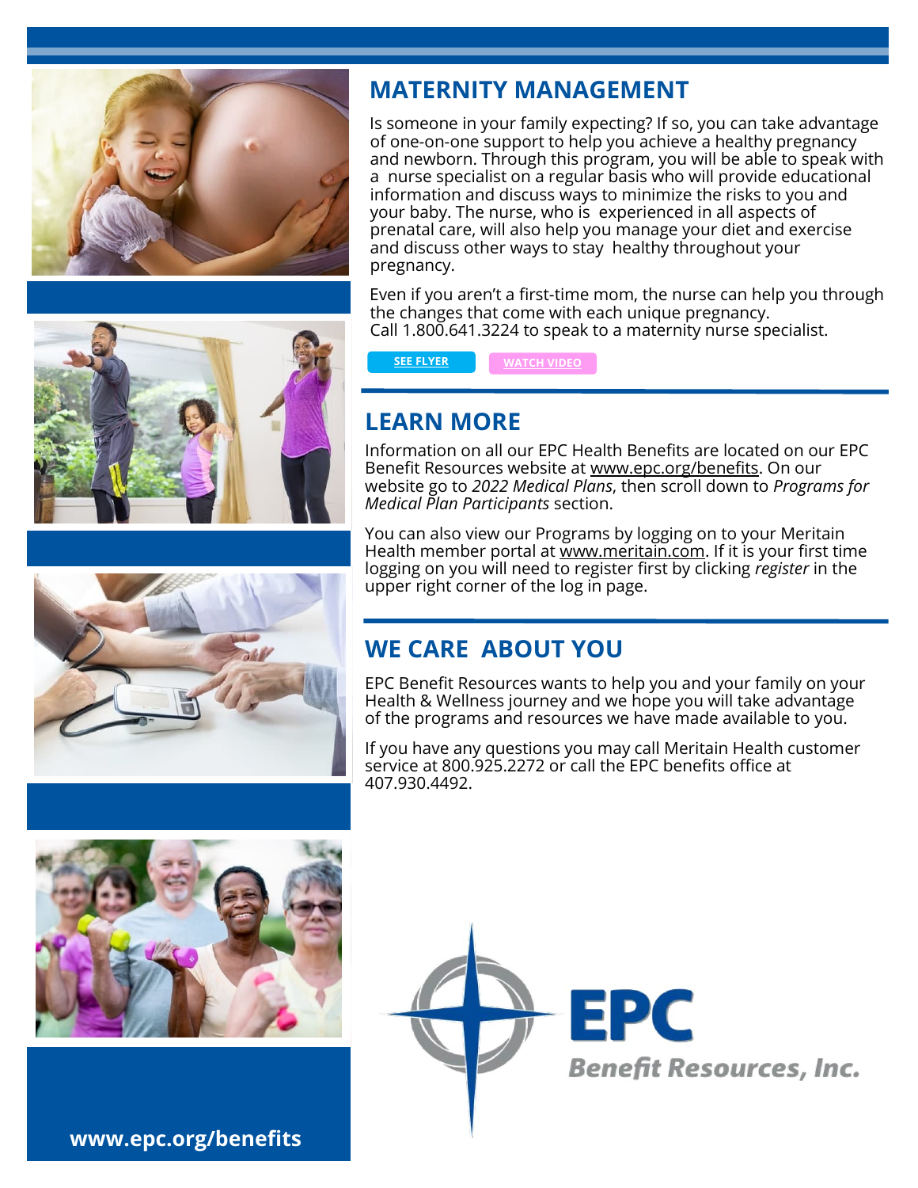## MATERNITY MANAGEMENT

Is someone in your family expecting? If so, you can take advantage of one-on-one support to help you achieve a healthy pregnancy and newborn. Through this program, you will be able to speak with a nurse specialist on a regular basis who will provide educational information and discuss ways to minimize the risks to you and your baby. The nurse, who is experienced in all aspects of prenatal care, will also help you manage your diet and exercise and discuss other ways to stay healthy throughout your pregnancy.

Even if you aren't a first-time mom, the nurse can help you through the changes that come with each unique pregnancy. Call 1.800.641.3224 to speak to a maternity nurse specialist.

SEE FLYER  WATCH VIDEO

## LEARN MORE

Information on all our EPC Health Benefits are located on our EPC Benefit Resources website at www.epc.org/benefits. On our website go to *2022 Medical Plans*, then scroll down to *Programs for Medical Plan Participants* section.

You can also view our Programs by logging on to your Meritain Health member portal at www.meritain.com. If it is your first time logging on you will need to register first by clicking *register* in the upper right corner of the log in page.

## WE CARE ABOUT YOU

EPC Benefit Resources wants to help you and your family on your Health & Wellness journey and we hope you will take advantage of the programs and resources we have made available to you.

If you have any questions you may call Meritain Health customer service at 800.925.2272 or call the EPC benefits office at 407.930.4492.

**EPC**
**Benefit Resources, Inc.**

**www.epc.org/benefits**